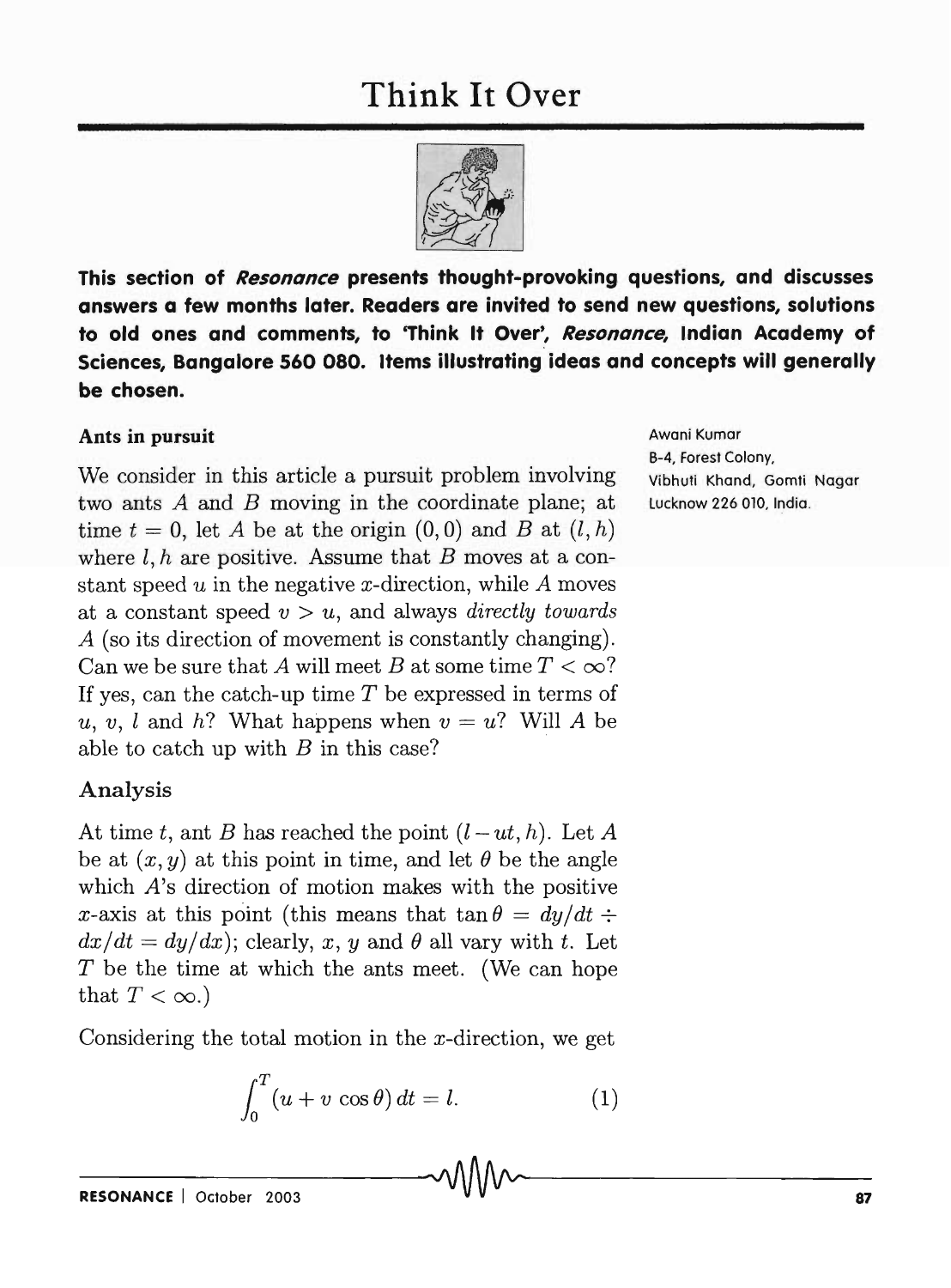# Think It Over

**This section of *Resonance* presents thought-provoking questions, and discusses answers a few months later. Readers are invited to send new questions, solutions to old ones and comments, to 'Think It Over', *Resonance*, Indian Academy of Sciences, Bangalore 560 080. Items illustrating ideas and concepts will generally be chosen.**

## Ants in pursuit

Awani Kumar
B-4, Forest Colony,
Vibhuti Khand, Gomti Nagar
Lucknow 226 010, India.

We consider in this article a pursuit problem involving two ants $A$ and $B$ moving in the coordinate plane; at time $t = 0$, let $A$ be at the origin $(0, 0)$ and $B$ at $(l, h)$ where $l, h$ are positive. Assume that $B$ moves at a constant speed $u$ in the negative $x$-direction, while $A$ moves at a constant speed $v > u$, and always *directly towards* $A$ (so its direction of movement is constantly changing). Can we be sure that $A$ will meet $B$ at some time $T < \infty$? If yes, can the catch-up time $T$ be expressed in terms of $u$, $v$, $l$ and $h$? What happens when $v = u$? Will $A$ be able to catch up with $B$ in this case?

## Analysis

At time $t$, ant $B$ has reached the point $(l - ut, h)$. Let $A$ be at $(x, y)$ at this point in time, and let $\theta$ be the angle which $A$'s direction of motion makes with the positive $x$-axis at this point (this means that $\tan\theta = dy/dt \div dx/dt = dy/dx$); clearly, $x$, $y$ and $\theta$ all vary with $t$. Let $T$ be the time at which the ants meet. (We can hope that $T < \infty$.)

Considering the total motion in the $x$-direction, we get

$$\int_0^T (u + v\cos\theta)\, dt = l. \qquad (1)$$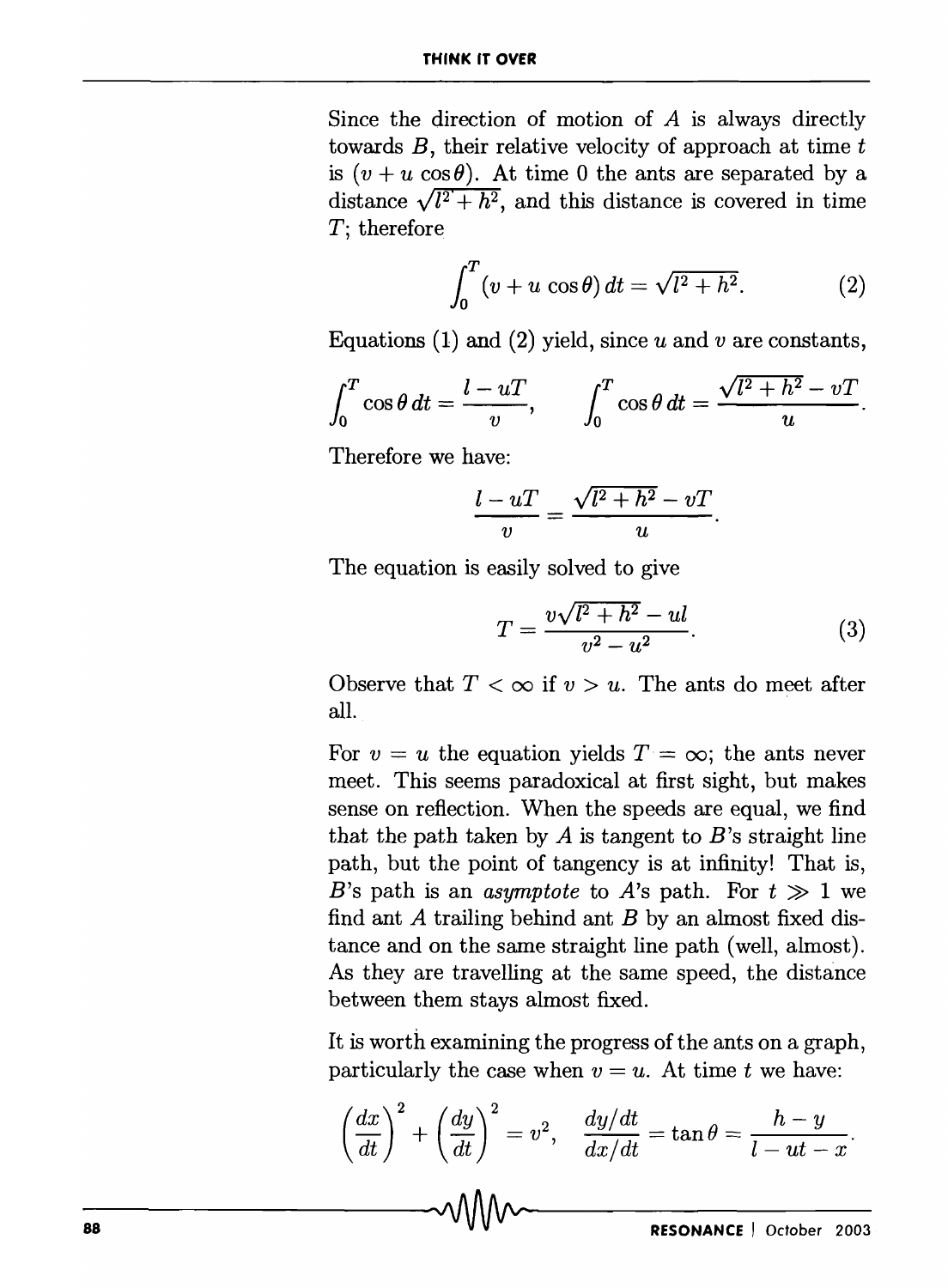Since the direction of motion of $A$ is always directly towards $B$, their relative velocity of approach at time $t$ is $(v + u \cos\theta)$. At time 0 the ants are separated by a distance $\sqrt{l^2 + h^2}$, and this distance is covered in time $T$; therefore

$$\int_0^T (v + u \cos\theta)\, dt = \sqrt{l^2 + h^2}. \tag{2}$$

Equations (1) and (2) yield, since $u$ and $v$ are constants,

$$\int_0^T \cos\theta \, dt = \frac{l - uT}{v}, \qquad \int_0^T \cos\theta \, dt = \frac{\sqrt{l^2 + h^2} - vT}{u}.$$

Therefore we have:

$$\frac{l - uT}{v} = \frac{\sqrt{l^2 + h^2} - vT}{u}.$$

The equation is easily solved to give

$$T = \frac{v\sqrt{l^2 + h^2} - ul}{v^2 - u^2}. \tag{3}$$

Observe that $T < \infty$ if $v > u$. The ants do meet after all.

For $v = u$ the equation yields $T = \infty$; the ants never meet. This seems paradoxical at first sight, but makes sense on reflection. When the speeds are equal, we find that the path taken by $A$ is tangent to $B$'s straight line path, but the point of tangency is at infinity! That is, $B$'s path is an *asymptote* to $A$'s path. For $t \gg 1$ we find ant $A$ trailing behind ant $B$ by an almost fixed distance and on the same straight line path (well, almost). As they are travelling at the same speed, the distance between them stays almost fixed.

It is worth examining the progress of the ants on a graph, particularly the case when $v = u$. At time $t$ we have:

$$\left(\frac{dx}{dt}\right)^2 + \left(\frac{dy}{dt}\right)^2 = v^2, \quad \frac{dy/dt}{dx/dt} = \tan\theta = \frac{h - y}{l - ut - x}.$$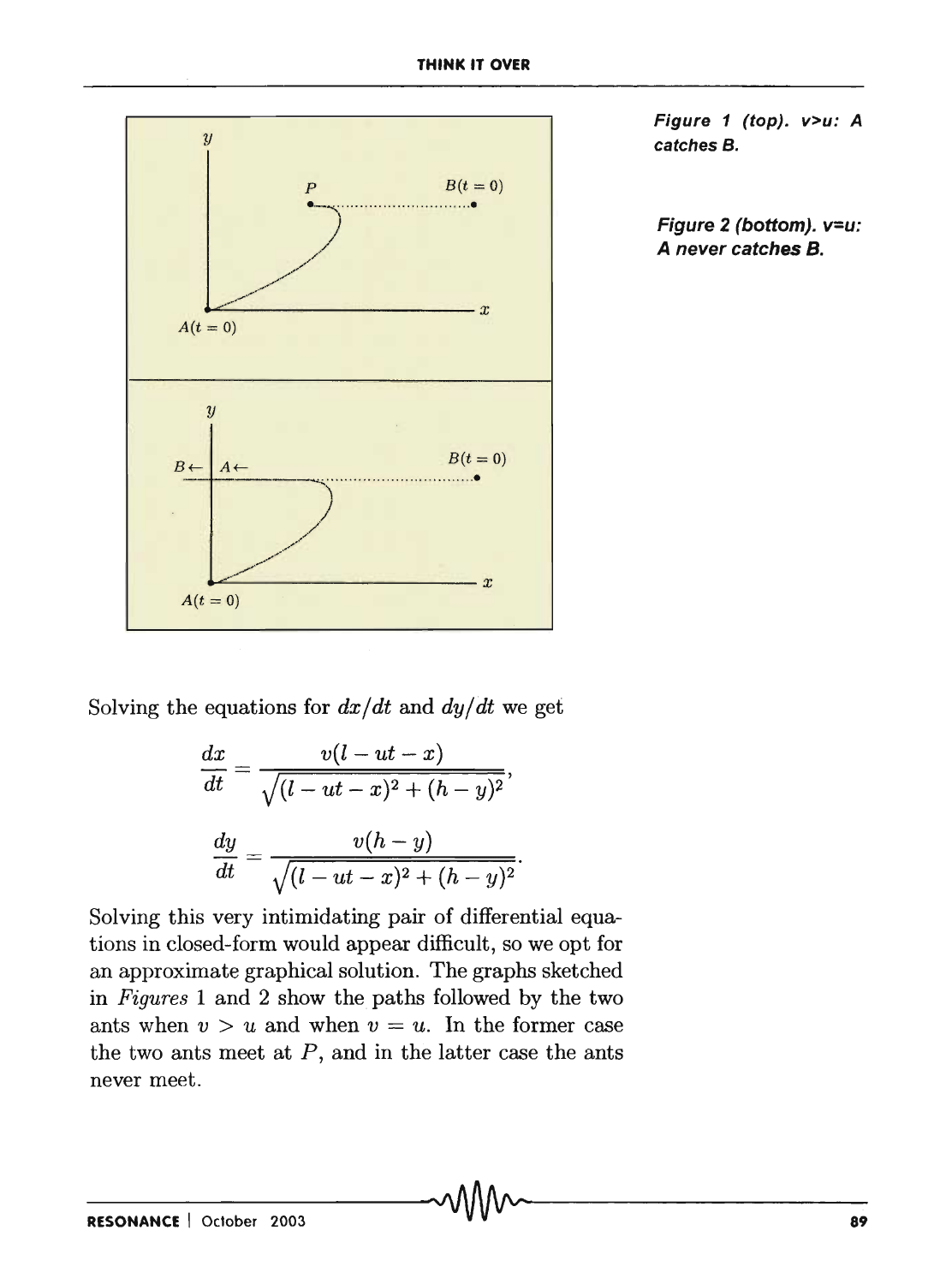y

P

B(t = 0)

x

A(t = 0)

y

B← A←

B(t = 0)

x

A(t = 0)

***Figure 1 (top). v>u: A catches B.***

***Figure 2 (bottom). v=u: A never catches B.***

Solving the equations for $dx/dt$ and $dy/dt$ we get

$$\frac{dx}{dt} = \frac{v(l - ut - x)}{\sqrt{(l - ut - x)^2 + (h - y)^2}},$$

$$\frac{dy}{dt} = \frac{v(h - y)}{\sqrt{(l - ut - x)^2 + (h - y)^2}}.$$

Solving this very intimidating pair of differential equations in closed-form would appear difficult, so we opt for an approximate graphical solution. The graphs sketched in *Figures* 1 and 2 show the paths followed by the two ants when $v > u$ and when $v = u$. In the former case the two ants meet at $P$, and in the latter case the ants never meet.